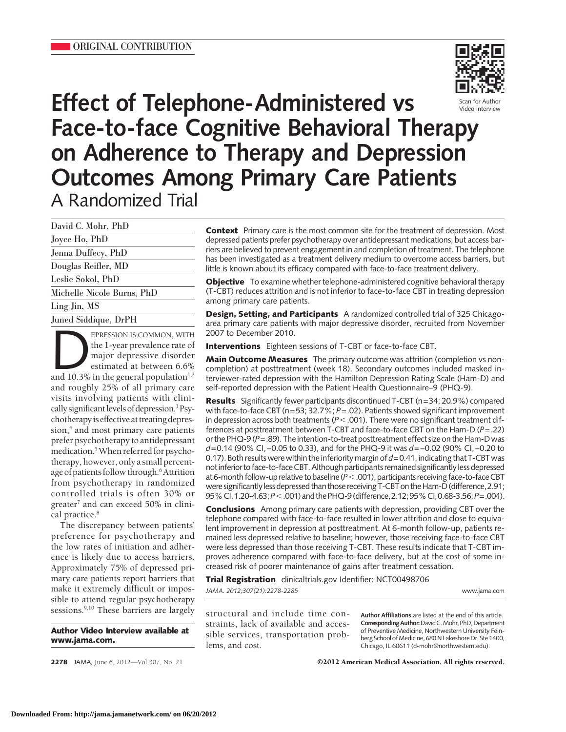ORIGINAL CONTRIBUTION

# Effect of Telephone-Administered vs Face-to-face Cognitive Behavioral Therapy on Adherence to Therapy and Depression Outcomes Among Primary Care Patients

## A Randomized Trial

David C. Mohr, PhD
Joyce Ho, PhD
Jenna Duffecy, PhD
Douglas Reifler, MD
Leslie Sokol, PhD
Michelle Nicole Burns, PhD
Ling Jin, MS
Juned Siddique, DrPH

**Context** Primary care is the most common site for the treatment of depression. Most depressed patients prefer psychotherapy over antidepressant medications, but access barriers are believed to prevent engagement in and completion of treatment. The telephone has been investigated as a treatment delivery medium to overcome access barriers, but little is known about its efficacy compared with face-to-face treatment delivery.

**Objective** To examine whether telephone-administered cognitive behavioral therapy (T-CBT) reduces attrition and is not inferior to face-to-face CBT in treating depression among primary care patients.

**Design, Setting, and Participants** A randomized controlled trial of 325 Chicago-area primary care patients with major depressive disorder, recruited from November 2007 to December 2010.

**Interventions** Eighteen sessions of T-CBT or face-to-face CBT.

**Main Outcome Measures** The primary outcome was attrition (completion vs noncompletion) at posttreatment (week 18). Secondary outcomes included masked interviewer-rated depression with the Hamilton Depression Rating Scale (Ham-D) and self-reported depression with the Patient Health Questionnaire–9 (PHQ-9).

**Results** Significantly fewer participants discontinued T-CBT (n=34; 20.9%) compared with face-to-face CBT (n=53; 32.7%; $P=.02$). Patients showed significant improvement in depression across both treatments ($P<.001$). There were no significant treatment differences at posttreatment between T-CBT and face-to-face CBT on the Ham-D ($P=.22$) or the PHQ-9 ($P=.89$). The intention-to-treat posttreatment effect size on the Ham-D was $d=0.14$ (90% CI, −0.05 to 0.33), and for the PHQ-9 it was $d=-0.02$ (90% CI, −0.20 to 0.17). Both results were within the inferiority margin of $d=0.41$, indicating that T-CBT was not inferior to face-to-face CBT. Although participants remained significantly less depressed at 6-month follow-up relative to baseline ($P<.001$), participants receiving face-to-face CBT were significantly less depressed than those receiving T-CBT on the Ham-D (difference, 2.91; 95% CI, 1.20-4.63; $P<.001$) and the PHQ-9 (difference, 2.12; 95% CI, 0.68-3.56; $P=.004$).

**Conclusions** Among primary care patients with depression, providing CBT over the telephone compared with face-to-face resulted in lower attrition and close to equivalent improvement in depression at posttreatment. At 6-month follow-up, patients remained less depressed relative to baseline; however, those receiving face-to-face CBT were less depressed than those receiving T-CBT. These results indicate that T-CBT improves adherence compared with face-to-face delivery, but at the cost of some increased risk of poorer maintenance of gains after treatment cessation.

**Trial Registration** clinicaltrials.gov Identifier: NCT00498706

*JAMA. 2012;307(21):2278-2285*

DEPRESSION IS COMMON, WITH the 1-year prevalence rate of major depressive disorder estimated at between 6.6% and 10.3% in the general population[1,2] and roughly 25% of all primary care visits involving patients with clinically significant levels of depression.[3] Psychotherapy is effective at treating depression,[4] and most primary care patients prefer psychotherapy to antidepressant medication.[5] When referred for psychotherapy, however, only a small percentage of patients follow through.[6] Attrition from psychotherapy in randomized controlled trials is often 30% or greater[7] and can exceed 50% in clinical practice.[8]

The discrepancy between patients' preference for psychotherapy and the low rates of initiation and adherence is likely due to access barriers. Approximately 75% of depressed primary care patients report barriers that make it extremely difficult or impossible to attend regular psychotherapy sessions.[9,10] These barriers are largely structural and include time constraints, lack of available and accessible services, transportation problems, and cost.

**Author Video Interview available at www.jama.com.**

**Author Affiliations** are listed at the end of this article.
**Corresponding Author:** David C. Mohr, PhD, Department of Preventive Medicine, Northwestern University Feinberg School of Medicine, 680 N Lakeshore Dr, Ste 1400, Chicago, IL 60611 (d-mohr@northwestern.edu).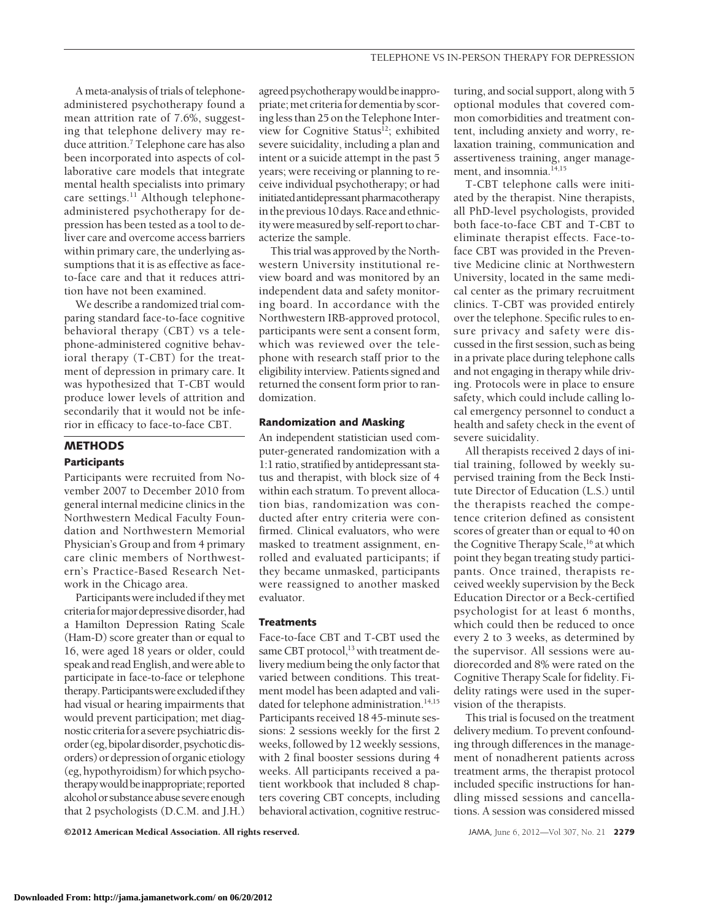A meta-analysis of trials of telephone-administered psychotherapy found a mean attrition rate of 7.6%, suggesting that telephone delivery may reduce attrition.[7] Telephone care has also been incorporated into aspects of collaborative care models that integrate mental health specialists into primary care settings.[11] Although telephone-administered psychotherapy for depression has been tested as a tool to deliver care and overcome access barriers within primary care, the underlying assumptions that it is as effective as face-to-face care and that it reduces attrition have not been examined.

We describe a randomized trial comparing standard face-to-face cognitive behavioral therapy (CBT) vs a telephone-administered cognitive behavioral therapy (T-CBT) for the treatment of depression in primary care. It was hypothesized that T-CBT would produce lower levels of attrition and secondarily that it would not be inferior in efficacy to face-to-face CBT.

## METHODS

### Participants

Participants were recruited from November 2007 to December 2010 from general internal medicine clinics in the Northwestern Medical Faculty Foundation and Northwestern Memorial Physician's Group and from 4 primary care clinic members of Northwestern's Practice-Based Research Network in the Chicago area.

Participants were included if they met criteria for major depressive disorder, had a Hamilton Depression Rating Scale (Ham-D) score greater than or equal to 16, were aged 18 years or older, could speak and read English, and were able to participate in face-to-face or telephone therapy. Participants were excluded if they had visual or hearing impairments that would prevent participation; met diagnostic criteria for a severe psychiatric disorder (eg, bipolar disorder, psychotic disorders) or depression of organic etiology (eg, hypothyroidism) for which psychotherapy would be inappropriate; reported alcohol or substance abuse severe enough that 2 psychologists (D.C.M. and J.H.) agreed psychotherapy would be inappropriate; met criteria for dementia by scoring less than 25 on the Telephone Interview for Cognitive Status[12]; exhibited severe suicidality, including a plan and intent or a suicide attempt in the past 5 years; were receiving or planning to receive individual psychotherapy; or had initiated antidepressant pharmacotherapy in the previous 10 days. Race and ethnicity were measured by self-report to characterize the sample.

This trial was approved by the Northwestern University institutional review board and was monitored by an independent data and safety monitoring board. In accordance with the Northwestern IRB-approved protocol, participants were sent a consent form, which was reviewed over the telephone with research staff prior to the eligibility interview. Patients signed and returned the consent form prior to randomization.

### Randomization and Masking

An independent statistician used computer-generated randomization with a 1:1 ratio, stratified by antidepressant status and therapist, with block size of 4 within each stratum. To prevent allocation bias, randomization was conducted after entry criteria were confirmed. Clinical evaluators, who were masked to treatment assignment, enrolled and evaluated participants; if they became unmasked, participants were reassigned to another masked evaluator.

### Treatments

Face-to-face CBT and T-CBT used the same CBT protocol,[13] with treatment delivery medium being the only factor that varied between conditions. This treatment model has been adapted and validated for telephone administration.[14,15] Participants received 18 45-minute sessions: 2 sessions weekly for the first 2 weeks, followed by 12 weekly sessions, with 2 final booster sessions during 4 weeks. All participants received a patient workbook that included 8 chapters covering CBT concepts, including behavioral activation, cognitive restructuring, and social support, along with 5 optional modules that covered common comorbidities and treatment content, including anxiety and worry, relaxation training, communication and assertiveness training, anger management, and insomnia.[14,15]

T-CBT telephone calls were initiated by the therapist. Nine therapists, all PhD-level psychologists, provided both face-to-face CBT and T-CBT to eliminate therapist effects. Face-to-face CBT was provided in the Preventive Medicine clinic at Northwestern University, located in the same medical center as the primary recruitment clinics. T-CBT was provided entirely over the telephone. Specific rules to ensure privacy and safety were discussed in the first session, such as being in a private place during telephone calls and not engaging in therapy while driving. Protocols were in place to ensure safety, which could include calling local emergency personnel to conduct a health and safety check in the event of severe suicidality.

All therapists received 2 days of initial training, followed by weekly supervised training from the Beck Institute Director of Education (L.S.) until the therapists reached the competence criterion defined as consistent scores of greater than or equal to 40 on the Cognitive Therapy Scale,[16] at which point they began treating study participants. Once trained, therapists received weekly supervision by the Beck Education Director or a Beck-certified psychologist for at least 6 months, which could then be reduced to once every 2 to 3 weeks, as determined by the supervisor. All sessions were audiorecorded and 8% were rated on the Cognitive Therapy Scale for fidelity. Fidelity ratings were used in the supervision of the therapists.

This trial is focused on the treatment delivery medium. To prevent confounding through differences in the management of nonadherent patients across treatment arms, the therapist protocol included specific instructions for handling missed sessions and cancellations. A session was considered missed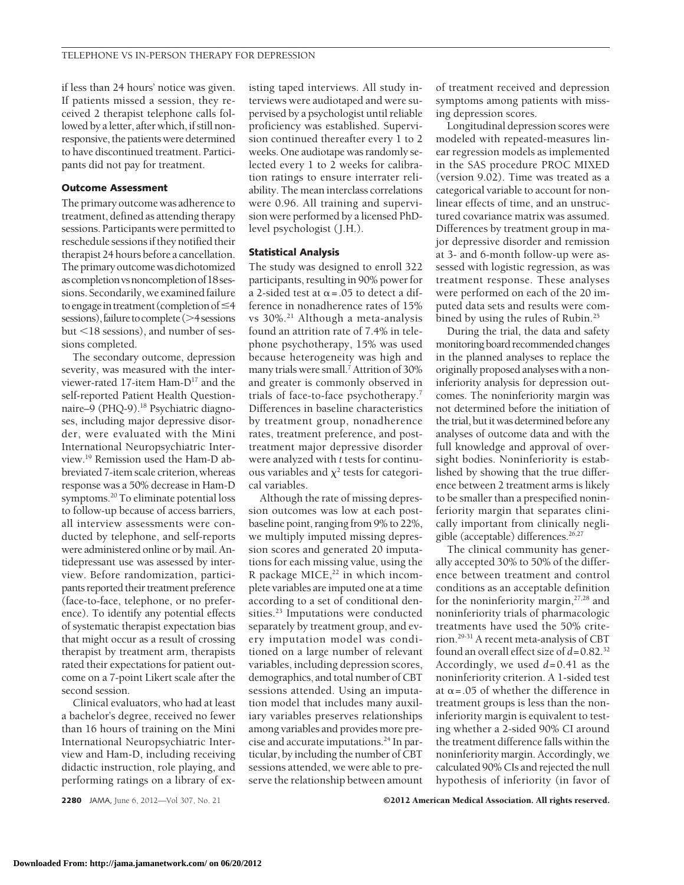if less than 24 hours' notice was given. If patients missed a session, they received 2 therapist telephone calls followed by a letter, after which, if still nonresponsive, the patients were determined to have discontinued treatment. Participants did not pay for treatment.

### Outcome Assessment

The primary outcome was adherence to treatment, defined as attending therapy sessions. Participants were permitted to reschedule sessions if they notified their therapist 24 hours before a cancellation. The primary outcome was dichotomized as completion vs noncompletion of 18 sessions. Secondarily, we examined failure to engage in treatment (completion of ≤4 sessions), failure to complete (>4 sessions but <18 sessions), and number of sessions completed.

The secondary outcome, depression severity, was measured with the interviewer-rated 17-item Ham-D[17] and the self-reported Patient Health Questionnaire–9 (PHQ-9).[18] Psychiatric diagnoses, including major depressive disorder, were evaluated with the Mini International Neuropsychiatric Interview.[19] Remission used the Ham-D abbreviated 7-item scale criterion, whereas response was a 50% decrease in Ham-D symptoms.[20] To eliminate potential loss to follow-up because of access barriers, all interview assessments were conducted by telephone, and self-reports were administered online or by mail. Antidepressant use was assessed by interview. Before randomization, participants reported their treatment preference (face-to-face, telephone, or no preference). To identify any potential effects of systematic therapist expectation bias that might occur as a result of crossing therapist by treatment arm, therapists rated their expectations for patient outcome on a 7-point Likert scale after the second session.

Clinical evaluators, who had at least a bachelor's degree, received no fewer than 16 hours of training on the Mini International Neuropsychiatric Interview and Ham-D, including receiving didactic instruction, role playing, and performing ratings on a library of existing taped interviews. All study interviews were audiotaped and were supervised by a psychologist until reliable proficiency was established. Supervision continued thereafter every 1 to 2 weeks. One audiotape was randomly selected every 1 to 2 weeks for calibration ratings to ensure interrater reliability. The mean interclass correlations were 0.96. All training and supervision were performed by a licensed PhD-level psychologist (J.H.).

### Statistical Analysis

The study was designed to enroll 322 participants, resulting in 90% power for a 2-sided test at $\alpha = .05$ to detect a difference in nonadherence rates of 15% vs 30%.[21] Although a meta-analysis found an attrition rate of 7.4% in telephone psychotherapy, 15% was used because heterogeneity was high and many trials were small.[7] Attrition of 30% and greater is commonly observed in trials of face-to-face psychotherapy.[7] Differences in baseline characteristics by treatment group, nonadherence rates, treatment preference, and posttreatment major depressive disorder were analyzed with $t$ tests for continuous variables and $\chi^2$ tests for categorical variables.

Although the rate of missing depression outcomes was low at each postbaseline point, ranging from 9% to 22%, we multiply imputed missing depression scores and generated 20 imputations for each missing value, using the R package MICE,[22] in which incomplete variables are imputed one at a time according to a set of conditional densities.[23] Imputations were conducted separately by treatment group, and every imputation model was conditioned on a large number of relevant variables, including depression scores, demographics, and total number of CBT sessions attended. Using an imputation model that includes many auxiliary variables preserves relationships among variables and provides more precise and accurate imputations.[24] In particular, by including the number of CBT sessions attended, we were able to preserve the relationship between amount of treatment received and depression symptoms among patients with missing depression scores.

Longitudinal depression scores were modeled with repeated-measures linear regression models as implemented in the SAS procedure PROC MIXED (version 9.02). Time was treated as a categorical variable to account for nonlinear effects of time, and an unstructured covariance matrix was assumed. Differences by treatment group in major depressive disorder and remission at 3- and 6-month follow-up were assessed with logistic regression, as was treatment response. These analyses were performed on each of the 20 imputed data sets and results were combined by using the rules of Rubin.[25]

During the trial, the data and safety monitoring board recommended changes in the planned analyses to replace the originally proposed analyses with a noninferiority analysis for depression outcomes. The noninferiority margin was not determined before the initiation of the trial, but it was determined before any analyses of outcome data and with the full knowledge and approval of oversight bodies. Noninferiority is established by showing that the true difference between 2 treatment arms is likely to be smaller than a prespecified noninferiority margin that separates clinically important from clinically negligible (acceptable) differences.[26,27]

The clinical community has generally accepted 30% to 50% of the difference between treatment and control conditions as an acceptable definition for the noninferiority margin,[27,28] and noninferiority trials of pharmacologic treatments have used the 50% criterion.[29-31] A recent meta-analysis of CBT found an overall effect size of $d = 0.82$.[32] Accordingly, we used $d = 0.41$ as the noninferiority criterion. A 1-sided test at $\alpha = .05$ of whether the difference in treatment groups is less than the noninferiority margin is equivalent to testing whether a 2-sided 90% CI around the treatment difference falls within the noninferiority margin. Accordingly, we calculated 90% CIs and rejected the null hypothesis of inferiority (in favor of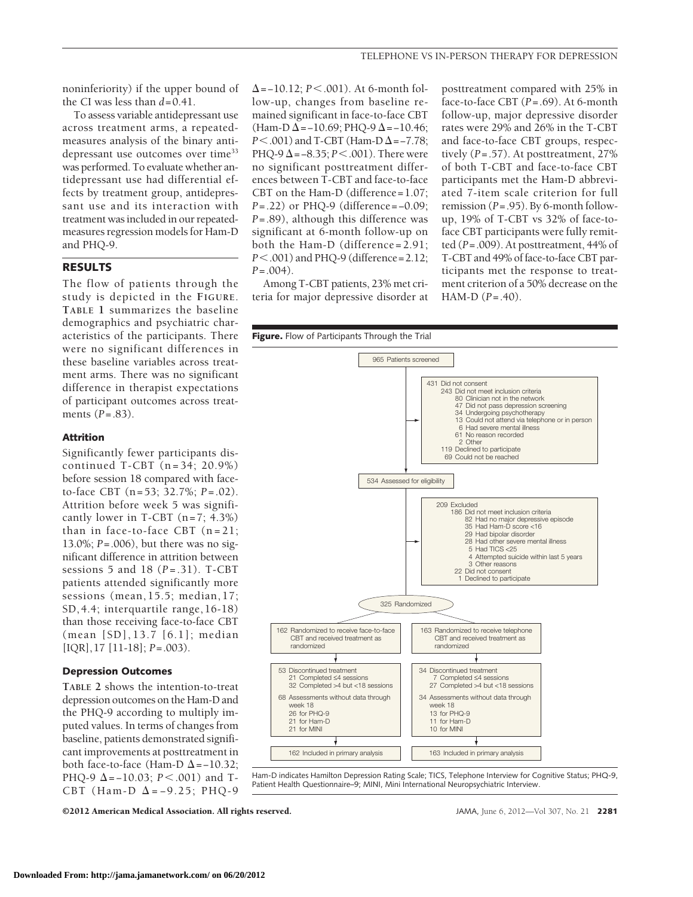noninferiority) if the upper bound of the CI was less than $d=0.41$.

To assess variable antidepressant use across treatment arms, a repeated-measures analysis of the binary antidepressant use outcomes over time[33] was performed. To evaluate whether antidepressant use had differential effects by treatment group, antidepressant use and its interaction with treatment was included in our repeated-measures regression models for Ham-D and PHQ-9.

## RESULTS

The flow of patients through the study is depicted in the **FIGURE**. **TABLE 1** summarizes the baseline demographics and psychiatric characteristics of the participants. There were no significant differences in these baseline variables across treatment arms. There was no significant difference in therapist expectations of participant outcomes across treatments ($P=.83$).

### Attrition

Significantly fewer participants discontinued T-CBT (n=34; 20.9%) before session 18 compared with face-to-face CBT (n=53; 32.7%; $P=.02$). Attrition before week 5 was significantly lower in T-CBT (n=7; 4.3%) than in face-to-face CBT (n=21; 13.0%; $P=.006$), but there was no significant difference in attrition between sessions 5 and 18 ($P=.31$). T-CBT patients attended significantly more sessions (mean, 15.5; median, 17; SD, 4.4; interquartile range, 16-18) than those receiving face-to-face CBT (mean [SD], 13.7 [6.1]; median [IQR], 17 [11-18]; $P=.003$).

### Depression Outcomes

**TABLE 2** shows the intention-to-treat depression outcomes on the Ham-D and the PHQ-9 according to multiply imputed values. In terms of changes from baseline, patients demonstrated significant improvements at posttreatment in both face-to-face (Ham-D $\Delta=-10.32$; PHQ-9 $\Delta=-10.03$; $P<.001$) and T-CBT (Ham-D $\Delta=-9.25$; PHQ-9 $\Delta=-10.12$; $P<.001$). At 6-month follow-up, changes from baseline remained significant in face-to-face CBT (Ham-D $\Delta=-10.69$; PHQ-9 $\Delta=-10.46$; $P<.001$) and T-CBT (Ham-D $\Delta=-7.78$; PHQ-9 $\Delta=-8.35$; $P<.001$). There were no significant posttreatment differences between T-CBT and face-to-face CBT on the Ham-D (difference=1.07; $P=.22$) or PHQ-9 (difference=−0.09; $P=.89$), although this difference was significant at 6-month follow-up on both the Ham-D (difference=2.91; $P<.001$) and PHQ-9 (difference=2.12; $P=.004$).

Among T-CBT patients, 23% met criteria for major depressive disorder at posttreatment compared with 25% in face-to-face CBT ($P=.69$). At 6-month follow-up, major depressive disorder rates were 29% and 26% in the T-CBT and face-to-face CBT groups, respectively ($P=.57$). At posttreatment, 27% of both T-CBT and face-to-face CBT participants met the Ham-D abbreviated 7-item scale criterion for full remission ($P=.95$). By 6-month follow-up, 19% of T-CBT vs 32% of face-to-face CBT participants were fully remitted ($P=.009$). At posttreatment, 44% of T-CBT and 49% of face-to-face CBT participants met the response to treatment criterion of a 50% decrease on the HAM-D ($P=.40$).

**Figure.** Flow of Participants Through the Trial

965 Patients screened

431 Did not consent
- 243 Did not meet inclusion criteria
  - 80 Clinician not in the network
  - 47 Did not pass depression screening
  - 34 Undergoing psychotherapy
  - 13 Could not attend via telephone or in person
  - 6 Had severe mental illness
  - 61 No reason recorded
  - 2 Other
- 119 Declined to participate
- 69 Could not be reached

534 Assessed for eligibility

209 Excluded
- 186 Did not meet inclusion criteria
  - 82 Had no major depressive episode
  - 35 Had Ham-D score <16
  - 29 Had bipolar disorder
  - 28 Had other severe mental illness
  - 5 Had TICS <25
  - 4 Attempted suicide within last 5 years
  - 3 Other reasons
- 22 Did not consent
- 1 Declined to participate

325 Randomized

| Face-to-face CBT | Telephone CBT |
|---|---|
| 162 Randomized to receive face-to-face CBT and received treatment as randomized | 163 Randomized to receive telephone CBT and received treatment as randomized |
| 53 Discontinued treatment<br>21 Completed ≤4 sessions<br>32 Completed >4 but <18 sessions | 34 Discontinued treatment<br>7 Completed ≤4 sessions<br>27 Completed >4 but <18 sessions |
| 68 Assessments without data through week 18<br>26 for PHQ-9<br>21 for Ham-D<br>21 for MINI | 34 Assessments without data through week 18<br>13 for PHQ-9<br>11 for Ham-D<br>10 for MINI |
| 162 Included in primary analysis | 163 Included in primary analysis |

Ham-D indicates Hamilton Depression Rating Scale; TICS, Telephone Interview for Cognitive Status; PHQ-9, Patient Health Questionnaire–9; MINI, Mini International Neuropsychiatric Interview.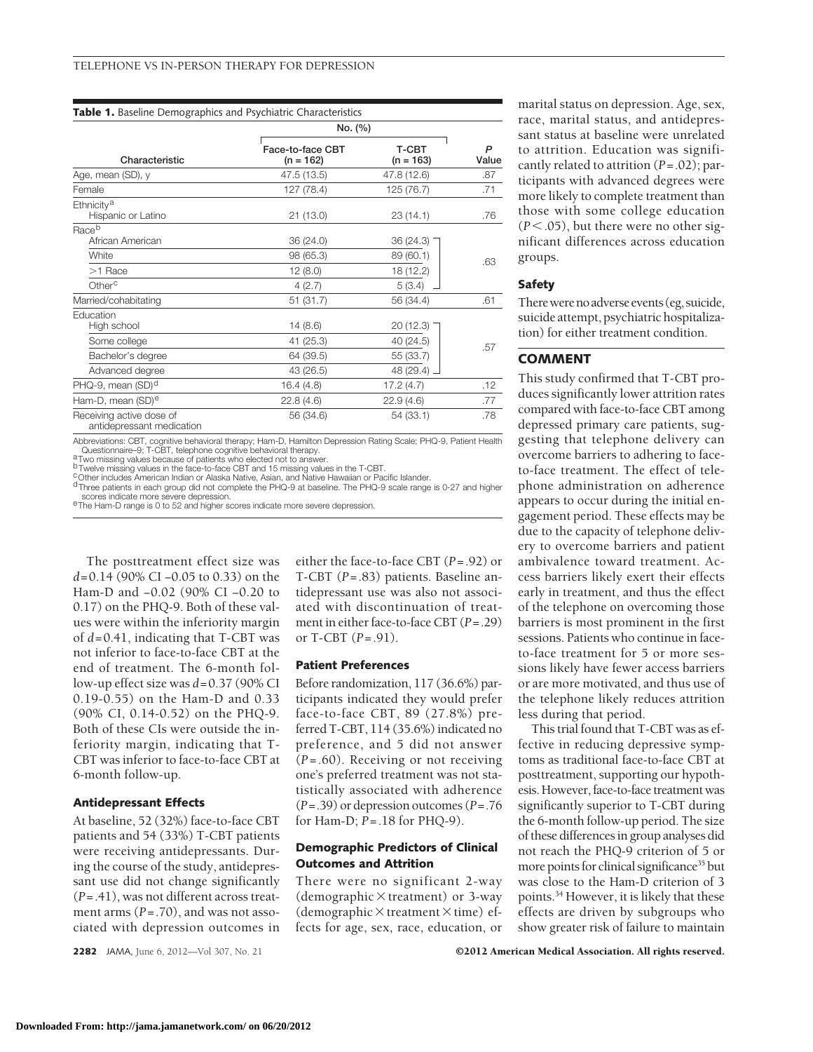**Table 1.** Baseline Demographics and Psychiatric Characteristics

| Characteristic | No. (%) Face-to-face CBT (n = 162) | T-CBT (n = 163) | P Value |
|---|---|---|---|
| Age, mean (SD), y | 47.5 (13.5) | 47.8 (12.6) | .87 |
| Female | 127 (78.4) | 125 (76.7) | .71 |
| Ethnicity[a] | | | |
| Hispanic or Latino | 21 (13.0) | 23 (14.1) | .76 |
| Race[b] | | | |
| African American | 36 (24.0) | 36 (24.3) | .63 |
| White | 98 (65.3) | 89 (60.1) | |
| >1 Race | 12 (8.0) | 18 (12.2) | |
| Other[c] | 4 (2.7) | 5 (3.4) | |
| Married/cohabitating | 51 (31.7) | 56 (34.4) | .61 |
| Education | | | |
| High school | 14 (8.6) | 20 (12.3) | .57 |
| Some college | 41 (25.3) | 40 (24.5) | |
| Bachelor's degree | 64 (39.5) | 55 (33.7) | |
| Advanced degree | 43 (26.5) | 48 (29.4) | |
| PHQ-9, mean (SD)[d] | 16.4 (4.8) | 17.2 (4.7) | .12 |
| Ham-D, mean (SD)[e] | 22.8 (4.6) | 22.9 (4.6) | .77 |
| Receiving active dose of antidepressant medication | 56 (34.6) | 54 (33.1) | .78 |

Abbreviations: CBT, cognitive behavioral therapy; Ham-D, Hamilton Depression Rating Scale; PHQ-9, Patient Health Questionnaire–9; T-CBT, telephone cognitive behavioral therapy.
[a] Two missing values because of patients who elected not to answer.
[b] Twelve missing values in the face-to-face CBT and 15 missing values in the T-CBT.
[c] Other includes American Indian or Alaska Native, Asian, and Native Hawaiian or Pacific Islander.
[d] Three patients in each group did not complete the PHQ-9 at baseline. The PHQ-9 scale range is 0-27 and higher scores indicate more severe depression.
[e] The Ham-D range is 0 to 52 and higher scores indicate more severe depression.

The posttreatment effect size was $d = 0.14$ (90% CI −0.05 to 0.33) on the Ham-D and −0.02 (90% CI −0.20 to 0.17) on the PHQ-9. Both of these values were within the inferiority margin of $d = 0.41$, indicating that T-CBT was not inferior to face-to-face CBT at the end of treatment. The 6-month follow-up effect size was $d = 0.37$ (90% CI 0.19-0.55) on the Ham-D and 0.33 (90% CI, 0.14-0.52) on the PHQ-9. Both of these CIs were outside the inferiority margin, indicating that T-CBT was inferior to face-to-face CBT at 6-month follow-up.

### Antidepressant Effects

At baseline, 52 (32%) face-to-face CBT patients and 54 (33%) T-CBT patients were receiving antidepressants. During the course of the study, antidepressant use did not change significantly ($P = .41$), was not different across treatment arms ($P = .70$), and was not associated with depression outcomes in either the face-to-face CBT ($P = .92$) or T-CBT ($P = .83$) patients. Baseline antidepressant use was also not associated with discontinuation of treatment in either face-to-face CBT ($P = .29$) or T-CBT ($P = .91$).

### Patient Preferences

Before randomization, 117 (36.6%) participants indicated they would prefer face-to-face CBT, 89 (27.8%) preferred T-CBT, 114 (35.6%) indicated no preference, and 5 did not answer ($P = .60$). Receiving or not receiving one's preferred treatment was not statistically associated with adherence ($P = .39$) or depression outcomes ($P = .76$ for Ham-D; $P = .18$ for PHQ-9).

### Demographic Predictors of Clinical Outcomes and Attrition

There were no significant 2-way (demographic × treatment) or 3-way (demographic × treatment × time) effects for age, sex, race, education, or marital status on depression. Age, sex, race, marital status, and antidepressant status at baseline were unrelated to attrition. Education was significantly related to attrition ($P = .02$); participants with advanced degrees were more likely to complete treatment than those with some college education ($P < .05$), but there were no other significant differences across education groups.

### Safety

There were no adverse events (eg, suicide, suicide attempt, psychiatric hospitalization) for either treatment condition.

## COMMENT

This study confirmed that T-CBT produces significantly lower attrition rates compared with face-to-face CBT among depressed primary care patients, suggesting that telephone delivery can overcome barriers to adhering to face-to-face treatment. The effect of telephone administration on adherence appears to occur during the initial engagement period. These effects may be due to the capacity of telephone delivery to overcome barriers and patient ambivalence toward treatment. Access barriers likely exert their effects early in treatment, and thus the effect of the telephone on overcoming those barriers is most prominent in the first sessions. Patients who continue in face-to-face treatment for 5 or more sessions likely have fewer access barriers or are more motivated, and thus use of the telephone likely reduces attrition less during that period.

This trial found that T-CBT was as effective in reducing depressive symptoms as traditional face-to-face CBT at posttreatment, supporting our hypothesis. However, face-to-face treatment was significantly superior to T-CBT during the 6-month follow-up period. The size of these differences in group analyses did not reach the PHQ-9 criterion of 5 or more points for clinical significance[35] but was close to the Ham-D criterion of 3 points.[34] However, it is likely that these effects are driven by subgroups who show greater risk of failure to maintain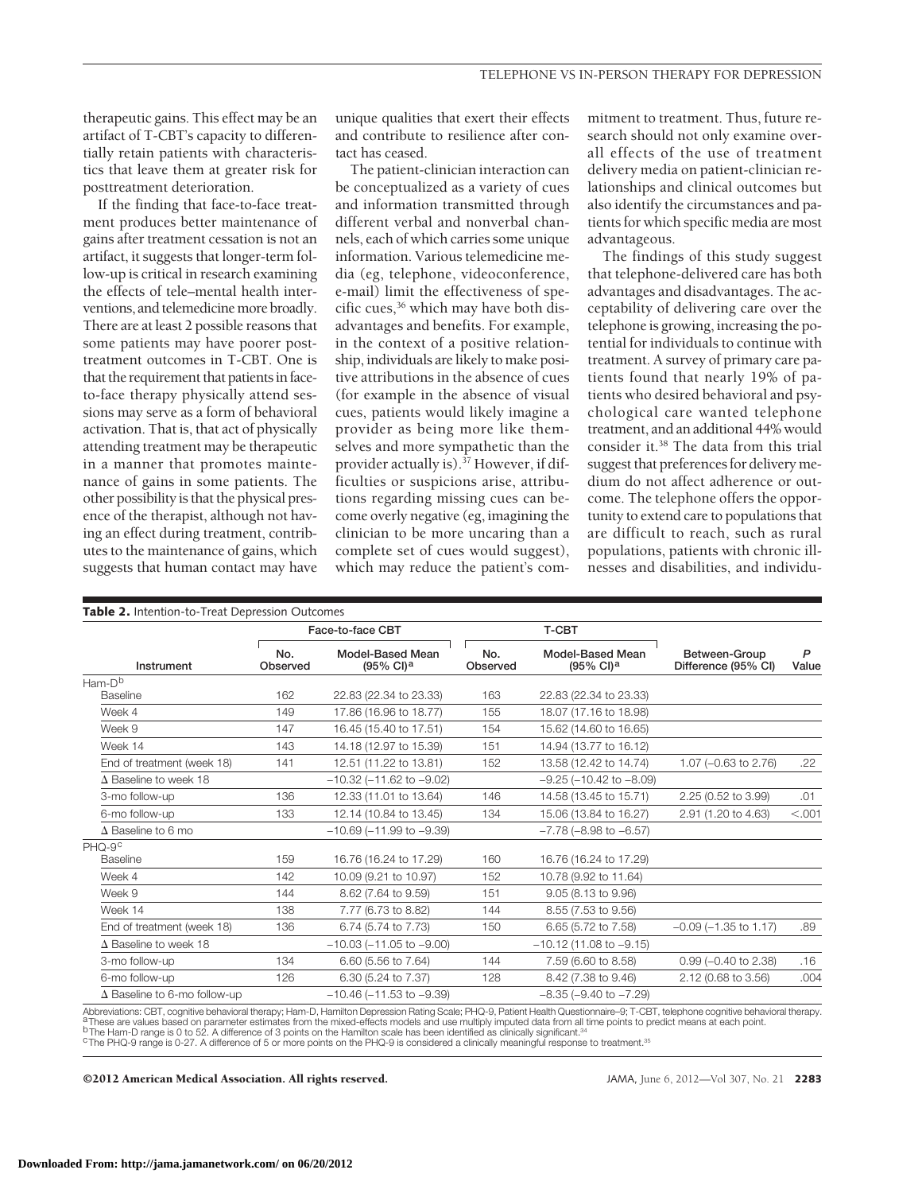therapeutic gains. This effect may be an artifact of T-CBT's capacity to differentially retain patients with characteristics that leave them at greater risk for posttreatment deterioration.

If the finding that face-to-face treatment produces better maintenance of gains after treatment cessation is not an artifact, it suggests that longer-term follow-up is critical in research examining the effects of tele–mental health interventions, and telemedicine more broadly. There are at least 2 possible reasons that some patients may have poorer posttreatment outcomes in T-CBT. One is that the requirement that patients in face-to-face therapy physically attend sessions may serve as a form of behavioral activation. That is, that act of physically attending treatment may be therapeutic in a manner that promotes maintenance of gains in some patients. The other possibility is that the physical presence of the therapist, although not having an effect during treatment, contributes to the maintenance of gains, which suggests that human contact may have unique qualities that exert their effects and contribute to resilience after contact has ceased.

The patient-clinician interaction can be conceptualized as a variety of cues and information transmitted through different verbal and nonverbal channels, each of which carries some unique information. Various telemedicine media (eg, telephone, videoconference, e-mail) limit the effectiveness of specific cues,[36] which may have both disadvantages and benefits. For example, in the context of a positive relationship, individuals are likely to make positive attributions in the absence of cues (for example in the absence of visual cues, patients would likely imagine a provider as being more like themselves and more sympathetic than the provider actually is).[37] However, if difficulties or suspicions arise, attributions regarding missing cues can become overly negative (eg, imagining the clinician to be more uncaring than a complete set of cues would suggest), which may reduce the patient's commitment to treatment. Thus, future research should not only examine overall effects of the use of treatment delivery media on patient-clinician relationships and clinical outcomes but also identify the circumstances and patients for which specific media are most advantageous.

The findings of this study suggest that telephone-delivered care has both advantages and disadvantages. The acceptability of delivering care over the telephone is growing, increasing the potential for individuals to continue with treatment. A survey of primary care patients found that nearly 19% of patients who desired behavioral and psychological care wanted telephone treatment, and an additional 44% would consider it.[38] The data from this trial suggest that preferences for delivery medium do not affect adherence or outcome. The telephone offers the opportunity to extend care to populations that are difficult to reach, such as rural populations, patients with chronic illnesses and disabilities, and individu-

**Table 2.** Intention-to-Treat Depression Outcomes

| | Face-to-face CBT | | T-CBT | | | |
|---|---|---|---|---|---|---|
| Instrument | No. Observed | Model-Based Mean (95% CI)[a] | No. Observed | Model-Based Mean (95% CI)[a] | Between-Group Difference (95% CI) | *P* Value |
| Ham-D[b] | | | | | | |
| Baseline | 162 | 22.83 (22.34 to 23.33) | 163 | 22.83 (22.34 to 23.33) | | |
| Week 4 | 149 | 17.86 (16.96 to 18.77) | 155 | 18.07 (17.16 to 18.98) | | |
| Week 9 | 147 | 16.45 (15.40 to 17.51) | 154 | 15.62 (14.60 to 16.65) | | |
| Week 14 | 143 | 14.18 (12.97 to 15.39) | 151 | 14.94 (13.77 to 16.12) | | |
| End of treatment (week 18) | 141 | 12.51 (11.22 to 13.81) | 152 | 13.58 (12.42 to 14.74) | 1.07 (−0.63 to 2.76) | .22 |
| Δ Baseline to week 18 | | −10.32 (−11.62 to −9.02) | | −9.25 (−10.42 to −8.09) | | |
| 3-mo follow-up | 136 | 12.33 (11.01 to 13.64) | 146 | 14.58 (13.45 to 15.71) | 2.25 (0.52 to 3.99) | .01 |
| 6-mo follow-up | 133 | 12.14 (10.84 to 13.45) | 134 | 15.06 (13.84 to 16.27) | 2.91 (1.20 to 4.63) | <.001 |
| Δ Baseline to 6 mo | | −10.69 (−11.99 to −9.39) | | −7.78 (−8.98 to −6.57) | | |
| PHQ-9[c] | | | | | | |
| Baseline | 159 | 16.76 (16.24 to 17.29) | 160 | 16.76 (16.24 to 17.29) | | |
| Week 4 | 142 | 10.09 (9.21 to 10.97) | 152 | 10.78 (9.92 to 11.64) | | |
| Week 9 | 144 | 8.62 (7.64 to 9.59) | 151 | 9.05 (8.13 to 9.96) | | |
| Week 14 | 138 | 7.77 (6.73 to 8.82) | 144 | 8.55 (7.53 to 9.56) | | |
| End of treatment (week 18) | 136 | 6.74 (5.74 to 7.73) | 150 | 6.65 (5.72 to 7.58) | −0.09 (−1.35 to 1.17) | .89 |
| Δ Baseline to week 18 | | −10.03 (−11.05 to −9.00) | | −10.12 (11.08 to −9.15) | | |
| 3-mo follow-up | 134 | 6.60 (5.56 to 7.64) | 144 | 7.59 (6.60 to 8.58) | 0.99 (−0.40 to 2.38) | .16 |
| 6-mo follow-up | 126 | 6.30 (5.24 to 7.37) | 128 | 8.42 (7.38 to 9.46) | 2.12 (0.68 to 3.56) | .004 |
| Δ Baseline to 6-mo follow-up | | −10.46 (−11.53 to −9.39) | | −8.35 (−9.40 to −7.29) | | |

Abbreviations: CBT, cognitive behavioral therapy; Ham-D, Hamilton Depression Rating Scale; PHQ-9, Patient Health Questionnaire–9; T-CBT, telephone cognitive behavioral therapy.
[a]These are values based on parameter estimates from the mixed-effects models and use multiply imputed data from all time points to predict means at each point.
[b]The Ham-D range is 0 to 52. A difference of 3 points on the Hamilton scale has been identified as clinically significant.[34]
[c]The PHQ-9 range is 0-27. A difference of 5 or more points on the PHQ-9 is considered a clinically meaningful response to treatment.[35]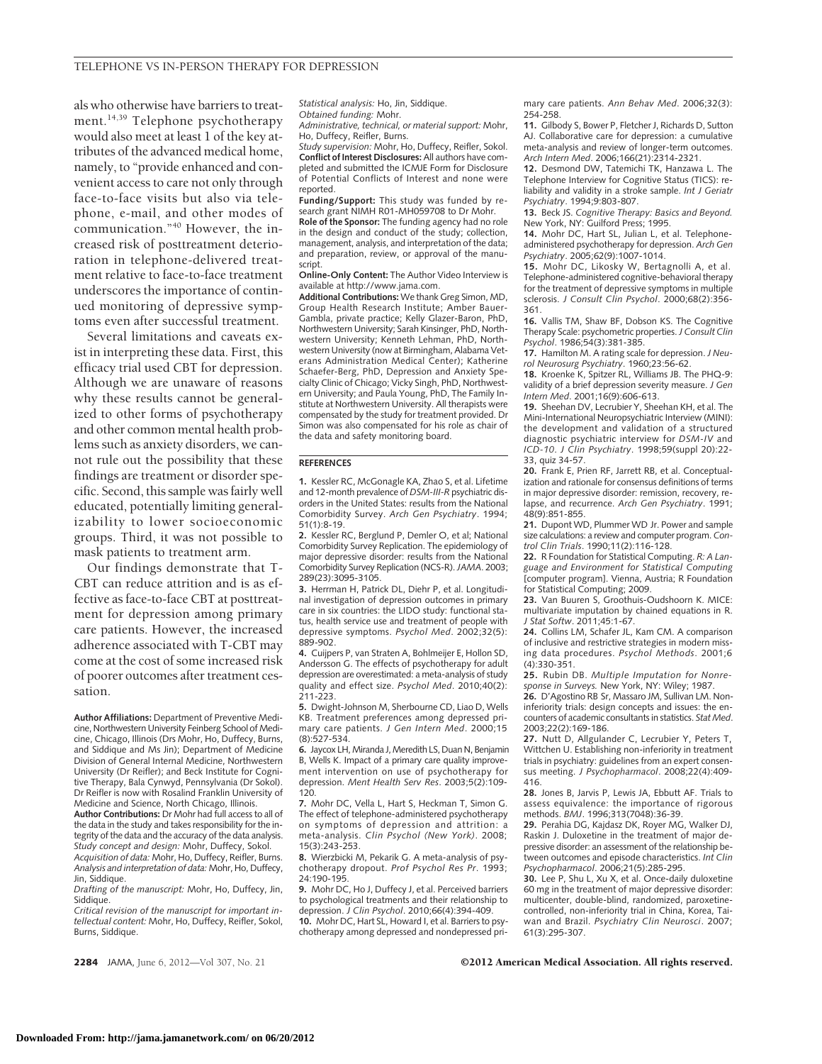als who otherwise have barriers to treatment.[14,39] Telephone psychotherapy would also meet at least 1 of the key attributes of the advanced medical home, namely, to "provide enhanced and convenient access to care not only through face-to-face visits but also via telephone, e-mail, and other modes of communication."[40] However, the increased risk of posttreatment deterioration in telephone-delivered treatment relative to face-to-face treatment underscores the importance of continued monitoring of depressive symptoms even after successful treatment.

Several limitations and caveats exist in interpreting these data. First, this efficacy trial used CBT for depression. Although we are unaware of reasons why these results cannot be generalized to other forms of psychotherapy and other common mental health problems such as anxiety disorders, we cannot rule out the possibility that these findings are treatment or disorder specific. Second, this sample was fairly well educated, potentially limiting generalizability to lower socioeconomic groups. Third, it was not possible to mask patients to treatment arm.

Our findings demonstrate that T-CBT can reduce attrition and is as effective as face-to-face CBT at posttreatment for depression among primary care patients. However, the increased adherence associated with T-CBT may come at the cost of some increased risk of poorer outcomes after treatment cessation.

**Author Affiliations:** Department of Preventive Medicine, Northwestern University Feinberg School of Medicine, Chicago, Illinois (Drs Mohr, Ho, Duffecy, Burns, and Siddique and Ms Jin); Department of Medicine Division of General Internal Medicine, Northwestern University (Dr Reifler); and Beck Institute for Cognitive Therapy, Bala Cynwyd, Pennsylvania (Dr Sokol). Dr Reifler is now with Rosalind Franklin University of Medicine and Science, North Chicago, Illinois.

**Author Contributions:** Dr Mohr had full access to all of the data in the study and takes responsibility for the integrity of the data and the accuracy of the data analysis.
*Study concept and design:* Mohr, Duffecy, Sokol.
*Acquisition of data:* Mohr, Ho, Duffecy, Reifler, Burns.
*Analysis and interpretation of data:* Mohr, Ho, Duffecy, Jin, Siddique.
*Drafting of the manuscript:* Mohr, Ho, Duffecy, Jin, Siddique.
*Critical revision of the manuscript for important intellectual content:* Mohr, Ho, Duffecy, Reifler, Sokol, Burns, Siddique.
*Statistical analysis:* Ho, Jin, Siddique.
*Obtained funding:* Mohr.
*Administrative, technical, or material support:* Mohr, Ho, Duffecy, Reifler, Burns.
*Study supervision:* Mohr, Ho, Duffecy, Reifler, Sokol.

**Conflict of Interest Disclosures:** All authors have completed and submitted the ICMJE Form for Disclosure of Potential Conflicts of Interest and none were reported.

**Funding/Support:** This study was funded by research grant NIMH R01-MH059708 to Dr Mohr.

**Role of the Sponsor:** The funding agency had no role in the design and conduct of the study; collection, management, analysis, and interpretation of the data; and preparation, review, or approval of the manuscript.

**Online-Only Content:** The Author Video Interview is available at http://www.jama.com.

**Additional Contributions:** We thank Greg Simon, MD, Group Health Research Institute; Amber Bauer-Gambla, private practice; Kelly Glazer-Baron, PhD, Northwestern University; Sarah Kinsinger, PhD, Northwestern University; Kenneth Lehman, PhD, Northwestern University (now at Birmingham, Alabama Veterans Administration Medical Center); Katherine Schaefer-Berg, PhD, Depression and Anxiety Specialty Clinic of Chicago; Vicky Singh, PhD, Northwestern University; and Paula Young, PhD, The Family Institute at Northwestern University. All therapists were compensated by the study for treatment provided. Dr Simon was also compensated for his role as chair of the data and safety monitoring board.

## REFERENCES

1. Kessler RC, McGonagle KA, Zhao S, et al. Lifetime and 12-month prevalence of *DSM-III-R* psychiatric disorders in the United States: results from the National Comorbidity Survey. *Arch Gen Psychiatry*. 1994;51(1):8-19.
2. Kessler RC, Berglund P, Demler O, et al; National Comorbidity Survey Replication. The epidemiology of major depressive disorder: results from the National Comorbidity Survey Replication (NCS-R). *JAMA*. 2003;289(23):3095-3105.
3. Herrman H, Patrick DL, Diehr P, et al. Longitudinal investigation of depression outcomes in primary care in six countries: the LIDO study: functional status, health service use and treatment of people with depressive symptoms. *Psychol Med*. 2002;32(5):889-902.
4. Cuijpers P, van Straten A, Bohlmeijer E, Hollon SD, Andersson G. The effects of psychotherapy for adult depression are overestimated: a meta-analysis of study quality and effect size. *Psychol Med*. 2010;40(2):211-223.
5. Dwight-Johnson M, Sherbourne CD, Liao D, Wells KB. Treatment preferences among depressed primary care patients. *J Gen Intern Med*. 2000;15(8):527-534.
6. Jaycox LH, Miranda J, Meredith LS, Duan N, Benjamin B, Wells K. Impact of a primary care quality improvement intervention on use of psychotherapy for depression. *Ment Health Serv Res*. 2003;5(2):109-120.
7. Mohr DC, Vella L, Hart S, Heckman T, Simon G. The effect of telephone-administered psychotherapy on symptoms of depression and attrition: a meta-analysis. *Clin Psychol (New York)*. 2008;15(3):243-253.
8. Wierzbicki M, Pekarik G. A meta-analysis of psychotherapy dropout. *Prof Psychol Res Pr*. 1993;24:190-195.
9. Mohr DC, Ho J, Duffecy J, et al. Perceived barriers to psychological treatments and their relationship to depression. *J Clin Psychol*. 2010;66(4):394-409.
10. Mohr DC, Hart SL, Howard I, et al. Barriers to psychotherapy among depressed and nondepressed primary care patients. *Ann Behav Med*. 2006;32(3):254-258.
11. Gilbody S, Bower P, Fletcher J, Richards D, Sutton AJ. Collaborative care for depression: a cumulative meta-analysis and review of longer-term outcomes. *Arch Intern Med*. 2006;166(21):2314-2321.
12. Desmond DW, Tatemichi TK, Hanzawa L. The Telephone Interview for Cognitive Status (TICS): reliability and validity in a stroke sample. *Int J Geriatr Psychiatry*. 1994;9:803-807.
13. Beck JS. *Cognitive Therapy: Basics and Beyond.* New York, NY: Guilford Press; 1995.
14. Mohr DC, Hart SL, Julian L, et al. Telephone-administered psychotherapy for depression. *Arch Gen Psychiatry*. 2005;62(9):1007-1014.
15. Mohr DC, Likosky W, Bertagnolli A, et al. Telephone-administered cognitive-behavioral therapy for the treatment of depressive symptoms in multiple sclerosis. *J Consult Clin Psychol*. 2000;68(2):356-361.
16. Vallis TM, Shaw BF, Dobson KS. The Cognitive Therapy Scale: psychometric properties. *J Consult Clin Psychol*. 1986;54(3):381-385.
17. Hamilton M. A rating scale for depression. *J Neurol Neurosurg Psychiatry*. 1960;23:56-62.
18. Kroenke K, Spitzer RL, Williams JB. The PHQ-9: validity of a brief depression severity measure. *J Gen Intern Med*. 2001;16(9):606-613.
19. Sheehan DV, Lecrubier Y, Sheehan KH, et al. The Mini-International Neuropsychiatric Interview (MINI): the development and validation of a structured diagnostic psychiatric interview for *DSM-IV* and *ICD-10*. *J Clin Psychiatry*. 1998;59(suppl 20):22-33, quiz 34-57.
20. Frank E, Prien RF, Jarrett RB, et al. Conceptualization and rationale for consensus definitions of terms in major depressive disorder: remission, recovery, relapse, and recurrence. *Arch Gen Psychiatry*. 1991;48(9):851-855.
21. Dupont WD, Plummer WD Jr. Power and sample size calculations: a review and computer program. *Control Clin Trials*. 1990;11(2):116-128.
22. R Foundation for Statistical Computing. *R: A Language and Environment for Statistical Computing* [computer program]. Vienna, Austria; R Foundation for Statistical Computing; 2009.
23. Van Buuren S, Groothuis-Oudshoorn K. MICE: multivariate imputation by chained equations in R. *J Stat Softw*. 2011;45:1-67.
24. Collins LM, Schafer JL, Kam CM. A comparison of inclusive and restrictive strategies in modern missing data procedures. *Psychol Methods*. 2001;6(4):330-351.
25. Rubin DB. *Multiple Imputation for Nonresponse in Surveys.* New York, NY: Wiley; 1987.
26. D'Agostino RB Sr, Massaro JM, Sullivan LM. Noninferiority trials: design concepts and issues: the encounters of academic consultants in statistics. *Stat Med*. 2003;22(2):169-186.
27. Nutt D, Allgulander C, Lecrubier Y, Peters T, Wittchen U. Establishing non-inferiority in treatment trials in psychiatry: guidelines from an expert consensus meeting. *J Psychopharmacol*. 2008;22(4):409-416.
28. Jones B, Jarvis P, Lewis JA, Ebbutt AF. Trials to assess equivalence: the importance of rigorous methods. *BMJ*. 1996;313(7048):36-39.
29. Perahia DG, Kajdasz DK, Royer MG, Walker DJ, Raskin J. Duloxetine in the treatment of major depressive disorder: an assessment of the relationship between outcomes and episode characteristics. *Int Clin Psychopharmacol*. 2006;21(5):285-295.
30. Lee P, Shu L, Xu X, et al. Once-daily duloxetine 60 mg in the treatment of major depressive disorder: multicenter, double-blind, randomized, paroxetine-controlled, non-inferiority trial in China, Korea, Taiwan and Brazil. *Psychiatry Clin Neurosci*. 2007;61(3):295-307.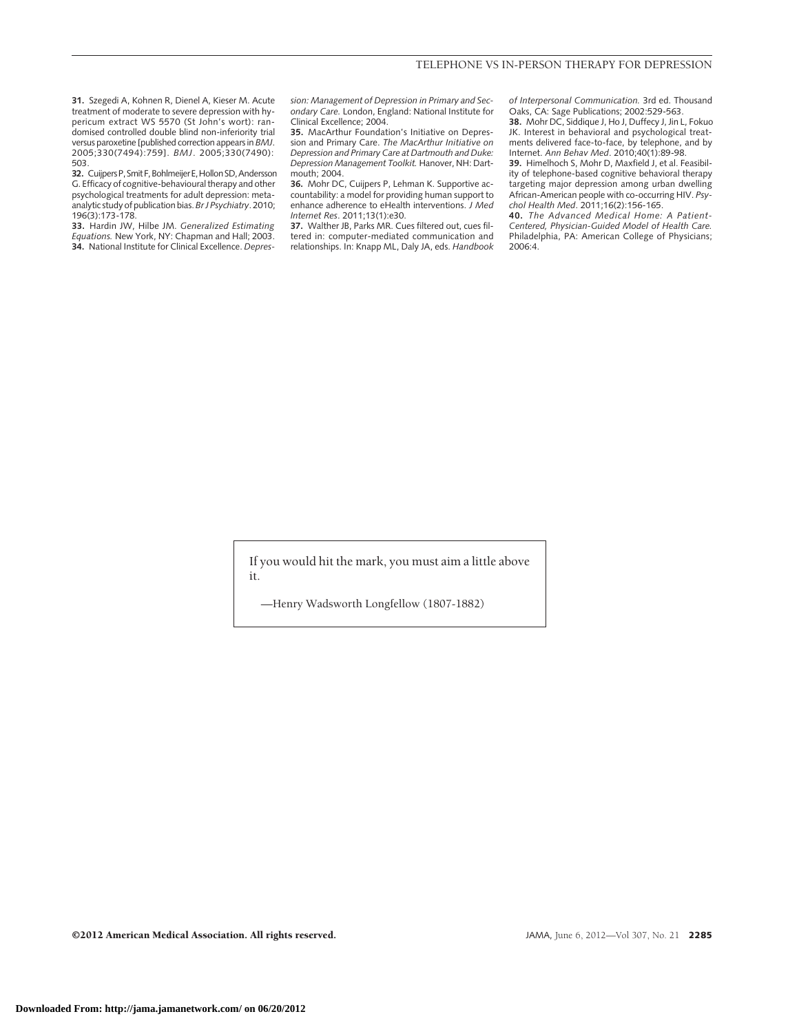**31.** Szegedi A, Kohnen R, Dienel A, Kieser M. Acute treatment of moderate to severe depression with hypericum extract WS 5570 (St John's wort): randomised controlled double blind non-inferiority trial versus paroxetine [published correction appears in *BMJ*. 2005;330(7494):759]. *BMJ*. 2005;330(7490):503.

**32.** Cuijpers P, Smit F, Bohlmeijer E, Hollon SD, Andersson G. Efficacy of cognitive-behavioural therapy and other psychological treatments for adult depression: meta-analytic study of publication bias. *Br J Psychiatry*. 2010;196(3):173-178.

**33.** Hardin JW, Hilbe JM. *Generalized Estimating Equations.* New York, NY: Chapman and Hall; 2003.

**34.** National Institute for Clinical Excellence. *Depression: Management of Depression in Primary and Secondary Care.* London, England: National Institute for Clinical Excellence; 2004.

**35.** MacArthur Foundation's Initiative on Depression and Primary Care. *The MacArthur Initiative on Depression and Primary Care at Dartmouth and Duke: Depression Management Toolkit.* Hanover, NH: Dartmouth; 2004.

**36.** Mohr DC, Cuijpers P, Lehman K. Supportive accountability: a model for providing human support to enhance adherence to eHealth interventions. *J Med Internet Res*. 2011;13(1):e30.

**37.** Walther JB, Parks MR. Cues filtered out, cues filtered in: computer-mediated communication and relationships. In: Knapp ML, Daly JA, eds. *Handbook of Interpersonal Communication.* 3rd ed. Thousand Oaks, CA: Sage Publications; 2002:529-563.

**38.** Mohr DC, Siddique J, Ho J, Duffecy J, Jin L, Fokuo JK. Interest in behavioral and psychological treatments delivered face-to-face, by telephone, and by Internet. *Ann Behav Med*. 2010;40(1):89-98.

**39.** Himelhoch S, Mohr D, Maxfield J, et al. Feasibility of telephone-based cognitive behavioral therapy targeting major depression among urban dwelling African-American people with co-occurring HIV. *Psychol Health Med*. 2011;16(2):156-165.

**40.** *The Advanced Medical Home: A Patient-Centered, Physician-Guided Model of Health Care.* Philadelphia, PA: American College of Physicians; 2006:4.

> If you would hit the mark, you must aim a little above it.
>
> —Henry Wadsworth Longfellow (1807-1882)